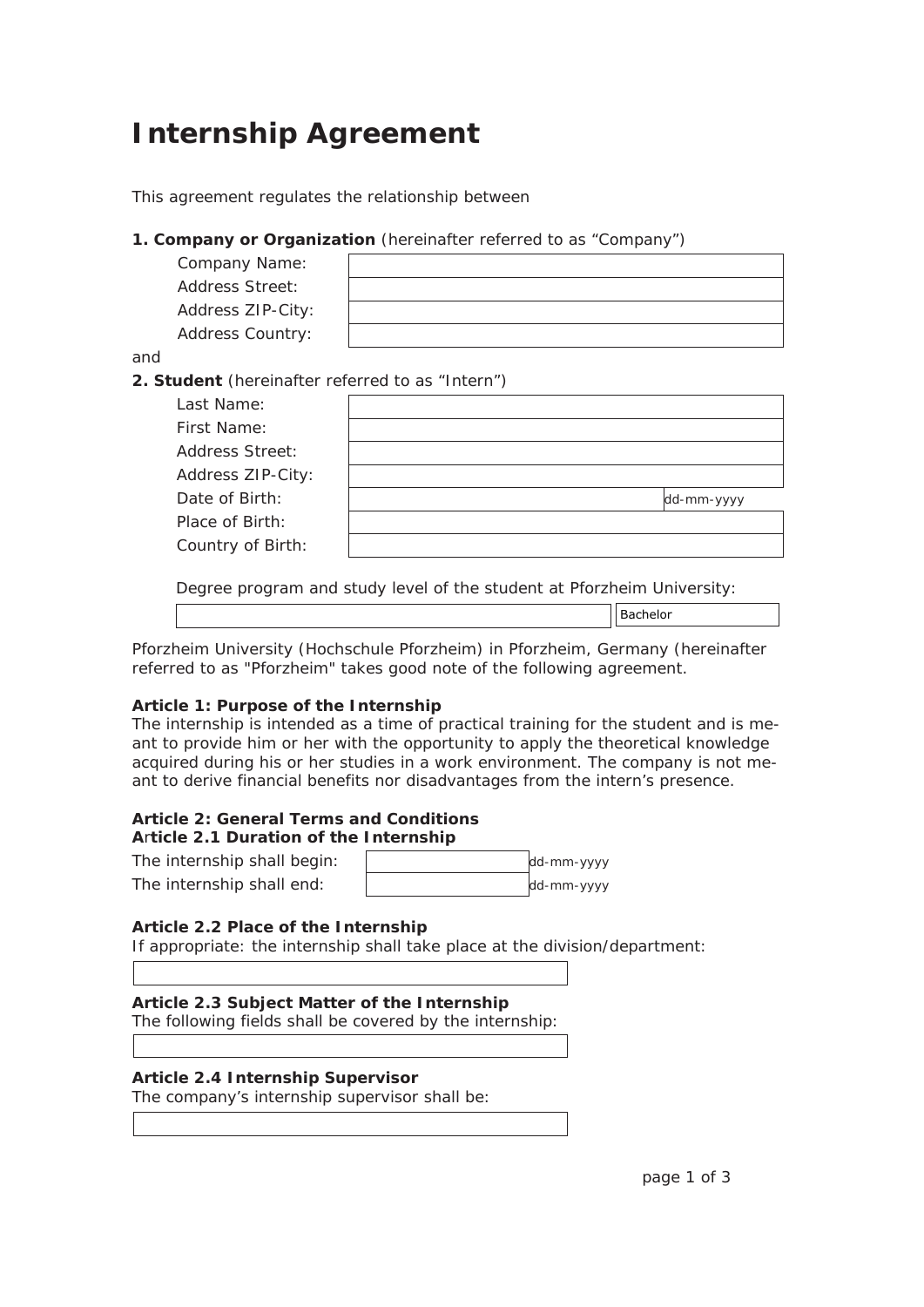# Internship Agreement

This agreement regulates the relationship between

**1. Company or Organization** (hereinafter referred to as "Company")

| | |
|---|---|
| Company Name: | |
| Address Street: | |
| Address ZIP-City: | |
| Address Country: | |

and

**2. Student** (hereinafter referred to as "Intern")

| | | |
|---|---|---|
| Last Name: | | |
| First Name: | | |
| Address Street: | | |
| Address ZIP-City: | | |
| Date of Birth: | | dd-mm-yyyy |
| Place of Birth: | | |
| Country of Birth: | | |

Degree program and study level of the student at Pforzheim University:

| | |
|---|---|
| | Bachelor |

Pforzheim University (Hochschule Pforzheim) in Pforzheim, Germany (hereinafter referred to as "Pforzheim" takes good note of the following agreement.

**Article 1: Purpose of the Internship**
The internship is intended as a time of practical training for the student and is meant to provide him or her with the opportunity to apply the theoretical knowledge acquired during his or her studies in a work environment. The company is not meant to derive financial benefits nor disadvantages from the intern's presence.

**Article 2: General Terms and Conditions**
**Article 2.1 Duration of the Internship**

| | | |
|---|---|---|
| The internship shall begin: | | dd-mm-yyyy |
| The internship shall end: | | dd-mm-yyyy |

**Article 2.2 Place of the Internship**
If appropriate: the internship shall take place at the division/department:

**Article 2.3 Subject Matter of the Internship**
The following fields shall be covered by the internship:

**Article 2.4 Internship Supervisor**
The company's internship supervisor shall be: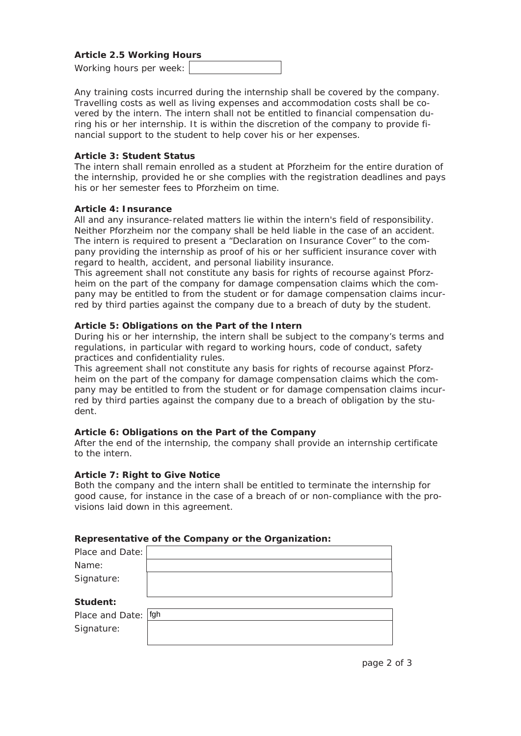**Article 2.5 Working Hours**

Working hours per week: 

Any training costs incurred during the internship shall be covered by the company. Travelling costs as well as living expenses and accommodation costs shall be covered by the intern. The intern shall not be entitled to financial compensation during his or her internship. It is within the discretion of the company to provide financial support to the student to help cover his or her expenses.

**Article 3: Student Status**

The intern shall remain enrolled as a student at Pforzheim for the entire duration of the internship, provided he or she complies with the registration deadlines and pays his or her semester fees to Pforzheim on time.

**Article 4: Insurance**

All and any insurance-related matters lie within the intern's field of responsibility. Neither Pforzheim nor the company shall be held liable in the case of an accident. The intern is required to present a “Declaration on Insurance Cover” to the company providing the internship as proof of his or her sufficient insurance cover with regard to health, accident, and personal liability insurance.

This agreement shall not constitute any basis for rights of recourse against Pforzheim on the part of the company for damage compensation claims which the company may be entitled to from the student or for damage compensation claims incurred by third parties against the company due to a breach of duty by the student.

**Article 5: Obligations on the Part of the Intern**

During his or her internship, the intern shall be subject to the company’s terms and regulations, in particular with regard to working hours, code of conduct, safety practices and confidentiality rules.

This agreement shall not constitute any basis for rights of recourse against Pforzheim on the part of the company for damage compensation claims which the company may be entitled to from the student or for damage compensation claims incurred by third parties against the company due to a breach of obligation by the student.

**Article 6: Obligations on the Part of the Company**

After the end of the internship, the company shall provide an internship certificate to the intern.

**Article 7: Right to Give Notice**

Both the company and the intern shall be entitled to terminate the internship for good cause, for instance in the case of a breach of or non-compliance with the provisions laid down in this agreement.

**Representative of the Company or the Organization:**

Place and Date: 

Name: 

Signature: 

**Student:**

Place and Date: fgh

Signature: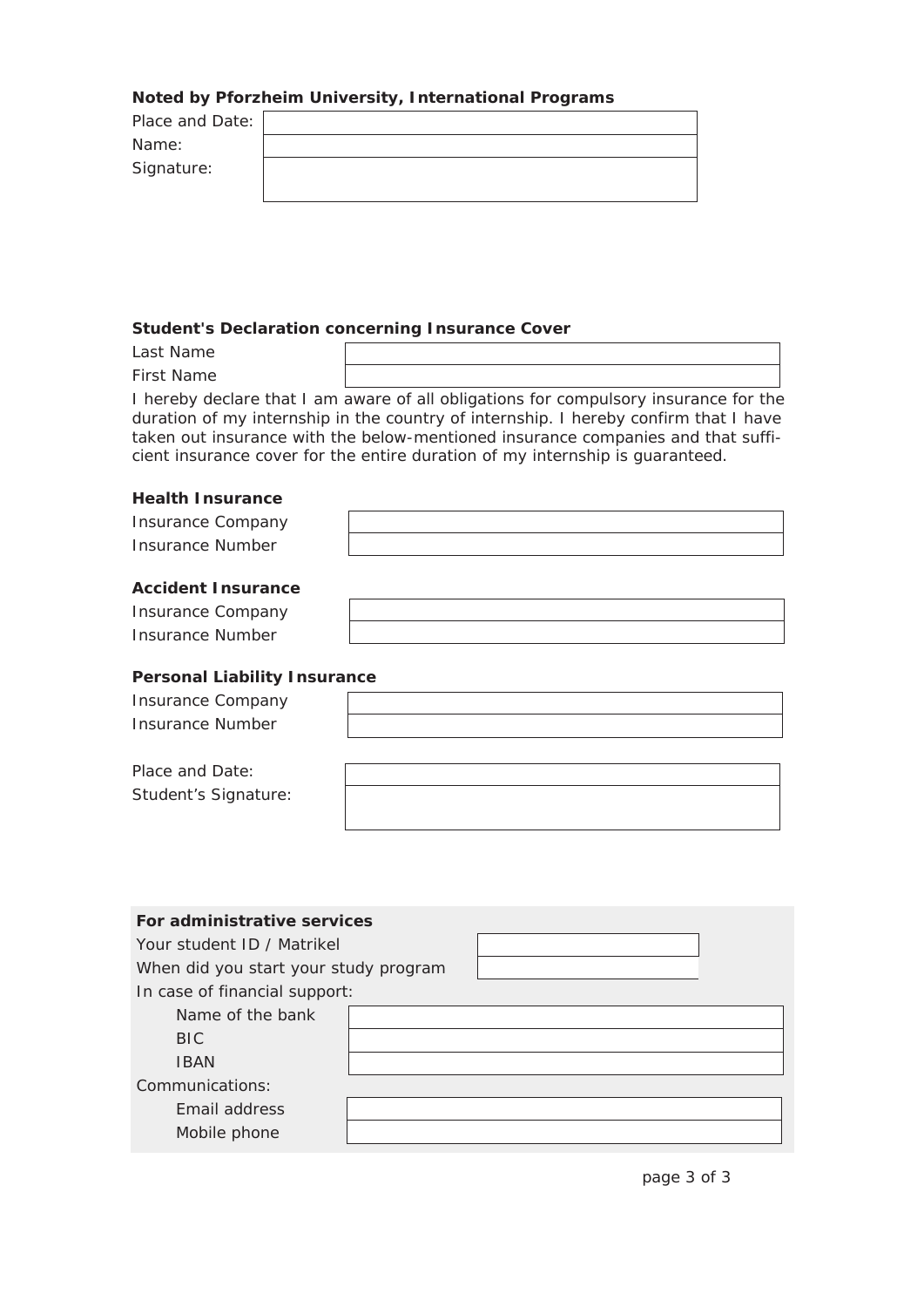**Noted by Pforzheim University, International Programs**

| | |
|---|---|
| Place and Date: | |
| Name: | |
| Signature: | |

**Student's Declaration concerning Insurance Cover**

| | |
|---|---|
| Last Name | |
| First Name | |

I hereby declare that I am aware of all obligations for compulsory insurance for the duration of my internship in the country of internship. I hereby confirm that I have taken out insurance with the below-mentioned insurance companies and that sufficient insurance cover for the entire duration of my internship is guaranteed.

**Health Insurance**

| | |
|---|---|
| Insurance Company | |
| Insurance Number | |

**Accident Insurance**

| | |
|---|---|
| Insurance Company | |
| Insurance Number | |

**Personal Liability Insurance**

| | |
|---|---|
| Insurance Company | |
| Insurance Number | |

| | |
|---|---|
| Place and Date: | |
| Student's Signature: | |

**For administrative services**

| | |
|---|---|
| Your student ID / Matrikel | |
| When did you start your study program | |

In case of financial support:

| | |
|---|---|
| Name of the bank | |
| BIC | |
| IBAN | |

Communications:

| | |
|---|---|
| Email address | |
| Mobile phone | |